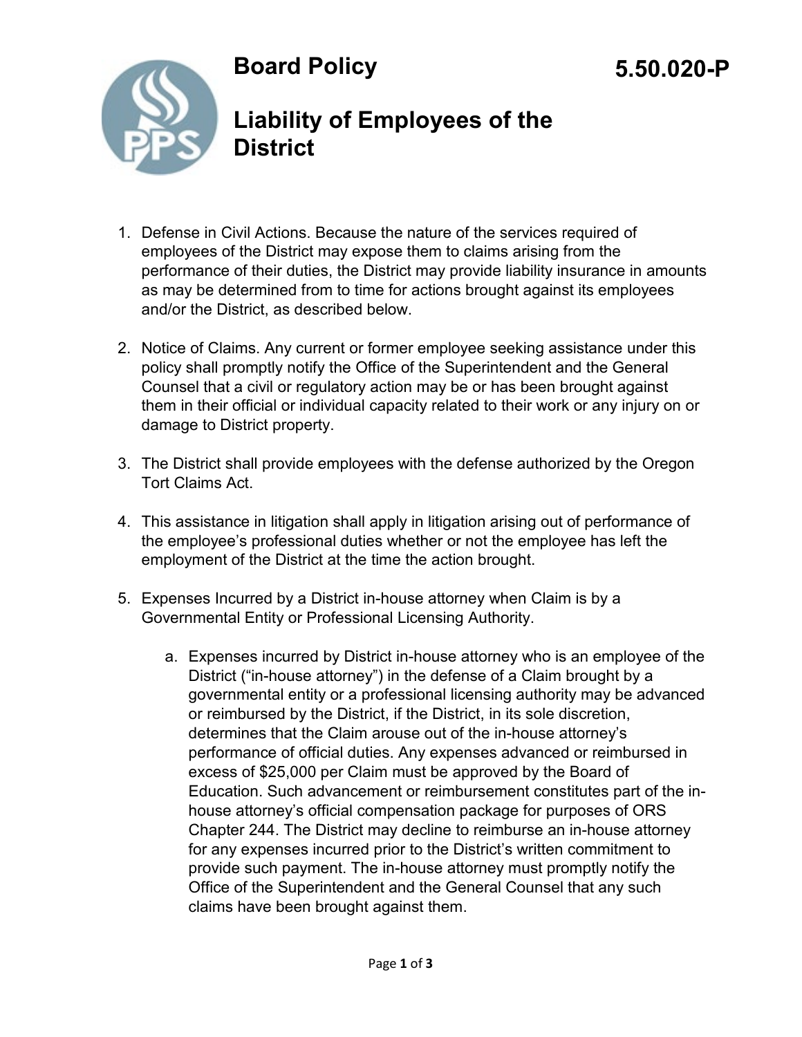# Board Policy

# 5.50.020-P

## Liability of Employees of the District

1. Defense in Civil Actions. Because the nature of the services required of employees of the District may expose them to claims arising from the performance of their duties, the District may provide liability insurance in amounts as may be determined from to time for actions brought against its employees and/or the District, as described below.

2. Notice of Claims. Any current or former employee seeking assistance under this policy shall promptly notify the Office of the Superintendent and the General Counsel that a civil or regulatory action may be or has been brought against them in their official or individual capacity related to their work or any injury on or damage to District property.

3. The District shall provide employees with the defense authorized by the Oregon Tort Claims Act.

4. This assistance in litigation shall apply in litigation arising out of performance of the employee's professional duties whether or not the employee has left the employment of the District at the time the action brought.

5. Expenses Incurred by a District in-house attorney when Claim is by a Governmental Entity or Professional Licensing Authority.

    a. Expenses incurred by District in-house attorney who is an employee of the District ("in-house attorney") in the defense of a Claim brought by a governmental entity or a professional licensing authority may be advanced or reimbursed by the District, if the District, in its sole discretion, determines that the Claim arouse out of the in-house attorney's performance of official duties. Any expenses advanced or reimbursed in excess of $25,000 per Claim must be approved by the Board of Education. Such advancement or reimbursement constitutes part of the in-house attorney's official compensation package for purposes of ORS Chapter 244. The District may decline to reimburse an in-house attorney for any expenses incurred prior to the District's written commitment to provide such payment. The in-house attorney must promptly notify the Office of the Superintendent and the General Counsel that any such claims have been brought against them.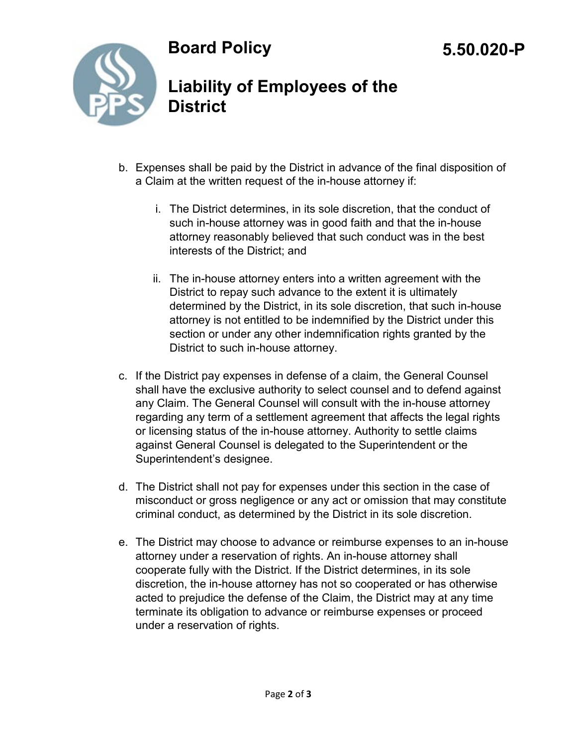b. Expenses shall be paid by the District in advance of the final disposition of a Claim at the written request of the in-house attorney if:

   i. The District determines, in its sole discretion, that the conduct of such in-house attorney was in good faith and that the in-house attorney reasonably believed that such conduct was in the best interests of the District; and

   ii. The in-house attorney enters into a written agreement with the District to repay such advance to the extent it is ultimately determined by the District, in its sole discretion, that such in-house attorney is not entitled to be indemnified by the District under this section or under any other indemnification rights granted by the District to such in-house attorney.

c. If the District pay expenses in defense of a claim, the General Counsel shall have the exclusive authority to select counsel and to defend against any Claim. The General Counsel will consult with the in-house attorney regarding any term of a settlement agreement that affects the legal rights or licensing status of the in-house attorney. Authority to settle claims against General Counsel is delegated to the Superintendent or the Superintendent's designee.

d. The District shall not pay for expenses under this section in the case of misconduct or gross negligence or any act or omission that may constitute criminal conduct, as determined by the District in its sole discretion.

e. The District may choose to advance or reimburse expenses to an in-house attorney under a reservation of rights. An in-house attorney shall cooperate fully with the District. If the District determines, in its sole discretion, the in-house attorney has not so cooperated or has otherwise acted to prejudice the defense of the Claim, the District may at any time terminate its obligation to advance or reimburse expenses or proceed under a reservation of rights.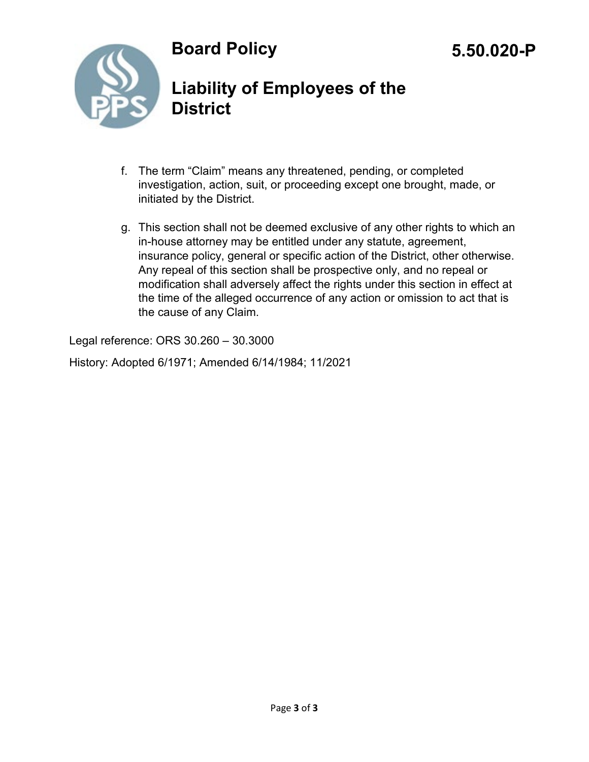f. The term "Claim" means any threatened, pending, or completed investigation, action, suit, or proceeding except one brought, made, or initiated by the District.

g. This section shall not be deemed exclusive of any other rights to which an in-house attorney may be entitled under any statute, agreement, insurance policy, general or specific action of the District, other otherwise. Any repeal of this section shall be prospective only, and no repeal or modification shall adversely affect the rights under this section in effect at the time of the alleged occurrence of any action or omission to act that is the cause of any Claim.

Legal reference: ORS 30.260 – 30.3000

History: Adopted 6/1971; Amended 6/14/1984; 11/2021